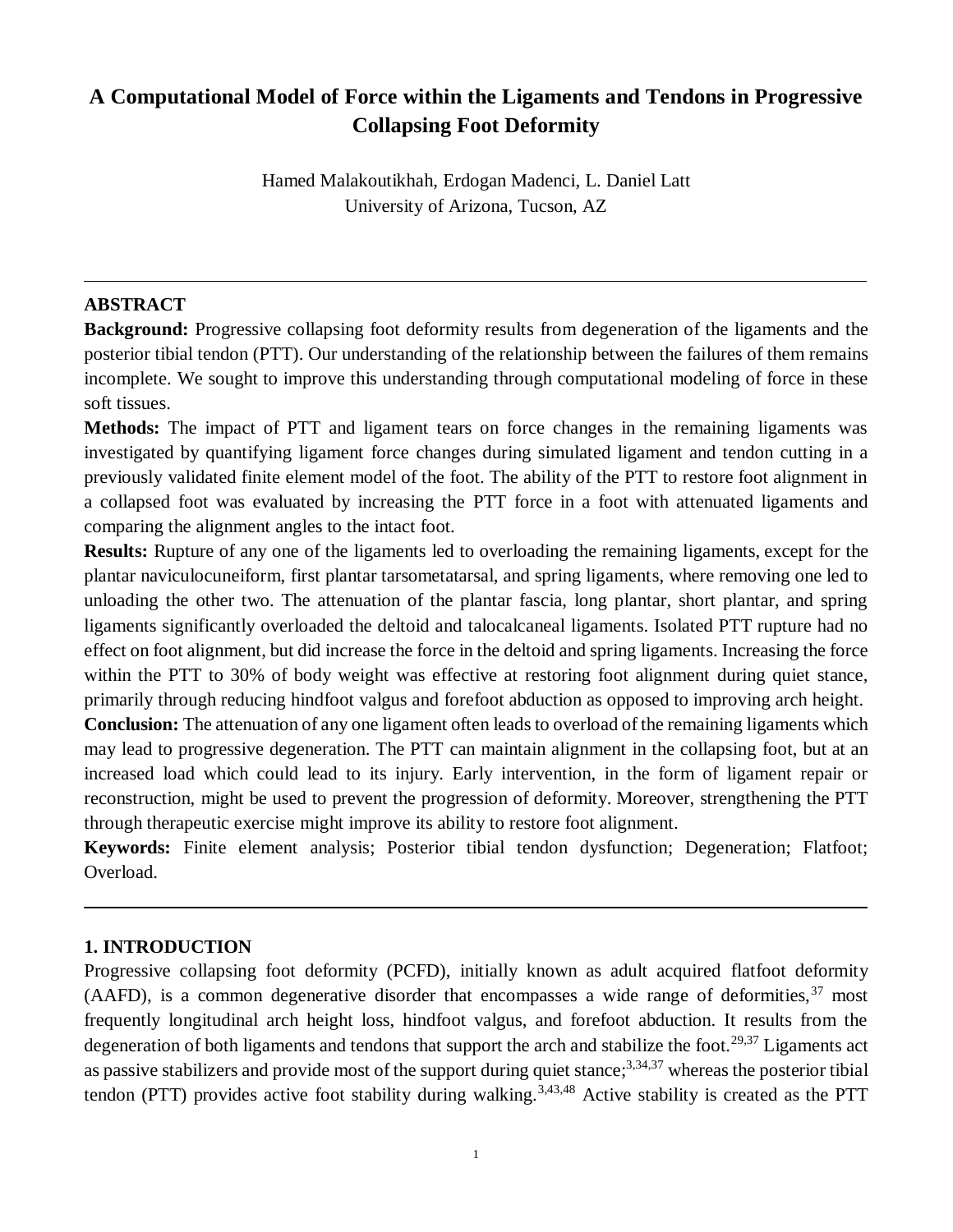# A Computational Model of Force within the Ligaments and Tendons in Progressive Collapsing Foot Deformity

Hamed Malakoutikhah, Erdogan Madenci, L. Daniel Latt
University of Arizona, Tucson, AZ

---

## ABSTRACT

**Background:** Progressive collapsing foot deformity results from degeneration of the ligaments and the posterior tibial tendon (PTT). Our understanding of the relationship between the failures of them remains incomplete. We sought to improve this understanding through computational modeling of force in these soft tissues.

**Methods:** The impact of PTT and ligament tears on force changes in the remaining ligaments was investigated by quantifying ligament force changes during simulated ligament and tendon cutting in a previously validated finite element model of the foot. The ability of the PTT to restore foot alignment in a collapsed foot was evaluated by increasing the PTT force in a foot with attenuated ligaments and comparing the alignment angles to the intact foot.

**Results:** Rupture of any one of the ligaments led to overloading the remaining ligaments, except for the plantar naviculocuneiform, first plantar tarsometatarsal, and spring ligaments, where removing one led to unloading the other two. The attenuation of the plantar fascia, long plantar, short plantar, and spring ligaments significantly overloaded the deltoid and talocalcaneal ligaments. Isolated PTT rupture had no effect on foot alignment, but did increase the force in the deltoid and spring ligaments. Increasing the force within the PTT to 30% of body weight was effective at restoring foot alignment during quiet stance, primarily through reducing hindfoot valgus and forefoot abduction as opposed to improving arch height.

**Conclusion:** The attenuation of any one ligament often leads to overload of the remaining ligaments which may lead to progressive degeneration. The PTT can maintain alignment in the collapsing foot, but at an increased load which could lead to its injury. Early intervention, in the form of ligament repair or reconstruction, might be used to prevent the progression of deformity. Moreover, strengthening the PTT through therapeutic exercise might improve its ability to restore foot alignment.

**Keywords:** Finite element analysis; Posterior tibial tendon dysfunction; Degeneration; Flatfoot; Overload.

---

## 1. INTRODUCTION

Progressive collapsing foot deformity (PCFD), initially known as adult acquired flatfoot deformity (AAFD), is a common degenerative disorder that encompasses a wide range of deformities,[37] most frequently longitudinal arch height loss, hindfoot valgus, and forefoot abduction. It results from the degeneration of both ligaments and tendons that support the arch and stabilize the foot.[29,37] Ligaments act as passive stabilizers and provide most of the support during quiet stance;[3,34,37] whereas the posterior tibial tendon (PTT) provides active foot stability during walking.[3,43,48] Active stability is created as the PTT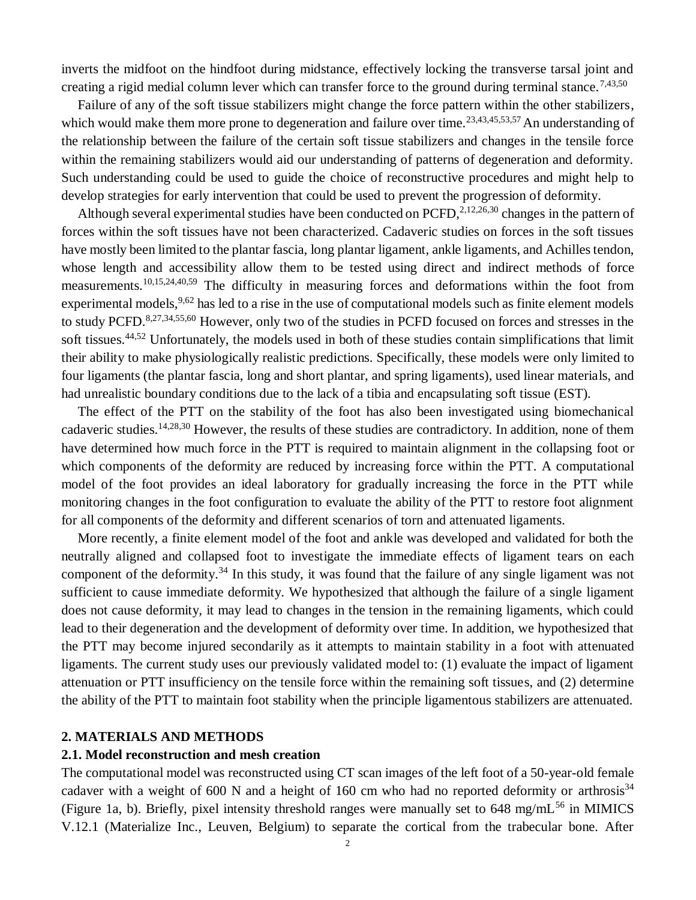inverts the midfoot on the hindfoot during midstance, effectively locking the transverse tarsal joint and creating a rigid medial column lever which can transfer force to the ground during terminal stance.[7,43,50]

Failure of any of the soft tissue stabilizers might change the force pattern within the other stabilizers, which would make them more prone to degeneration and failure over time.[23,43,45,53,57] An understanding of the relationship between the failure of the certain soft tissue stabilizers and changes in the tensile force within the remaining stabilizers would aid our understanding of patterns of degeneration and deformity. Such understanding could be used to guide the choice of reconstructive procedures and might help to develop strategies for early intervention that could be used to prevent the progression of deformity.

Although several experimental studies have been conducted on PCFD,[2,12,26,30] changes in the pattern of forces within the soft tissues have not been characterized. Cadaveric studies on forces in the soft tissues have mostly been limited to the plantar fascia, long plantar ligament, ankle ligaments, and Achilles tendon, whose length and accessibility allow them to be tested using direct and indirect methods of force measurements.[10,15,24,40,59] The difficulty in measuring forces and deformations within the foot from experimental models,[9,62] has led to a rise in the use of computational models such as finite element models to study PCFD.[8,27,34,55,60] However, only two of the studies in PCFD focused on forces and stresses in the soft tissues.[44,52] Unfortunately, the models used in both of these studies contain simplifications that limit their ability to make physiologically realistic predictions. Specifically, these models were only limited to four ligaments (the plantar fascia, long and short plantar, and spring ligaments), used linear materials, and had unrealistic boundary conditions due to the lack of a tibia and encapsulating soft tissue (EST).

The effect of the PTT on the stability of the foot has also been investigated using biomechanical cadaveric studies.[14,28,30] However, the results of these studies are contradictory. In addition, none of them have determined how much force in the PTT is required to maintain alignment in the collapsing foot or which components of the deformity are reduced by increasing force within the PTT. A computational model of the foot provides an ideal laboratory for gradually increasing the force in the PTT while monitoring changes in the foot configuration to evaluate the ability of the PTT to restore foot alignment for all components of the deformity and different scenarios of torn and attenuated ligaments.

More recently, a finite element model of the foot and ankle was developed and validated for both the neutrally aligned and collapsed foot to investigate the immediate effects of ligament tears on each component of the deformity.[34] In this study, it was found that the failure of any single ligament was not sufficient to cause immediate deformity. We hypothesized that although the failure of a single ligament does not cause deformity, it may lead to changes in the tension in the remaining ligaments, which could lead to their degeneration and the development of deformity over time. In addition, we hypothesized that the PTT may become injured secondarily as it attempts to maintain stability in a foot with attenuated ligaments. The current study uses our previously validated model to: (1) evaluate the impact of ligament attenuation or PTT insufficiency on the tensile force within the remaining soft tissues, and (2) determine the ability of the PTT to maintain foot stability when the principle ligamentous stabilizers are attenuated.

## 2. MATERIALS AND METHODS

### 2.1. Model reconstruction and mesh creation

The computational model was reconstructed using CT scan images of the left foot of a 50-year-old female cadaver with a weight of 600 N and a height of 160 cm who had no reported deformity or arthrosis[34] (Figure 1a, b). Briefly, pixel intensity threshold ranges were manually set to 648 mg/mL[56] in MIMICS V.12.1 (Materialize Inc., Leuven, Belgium) to separate the cortical from the trabecular bone. After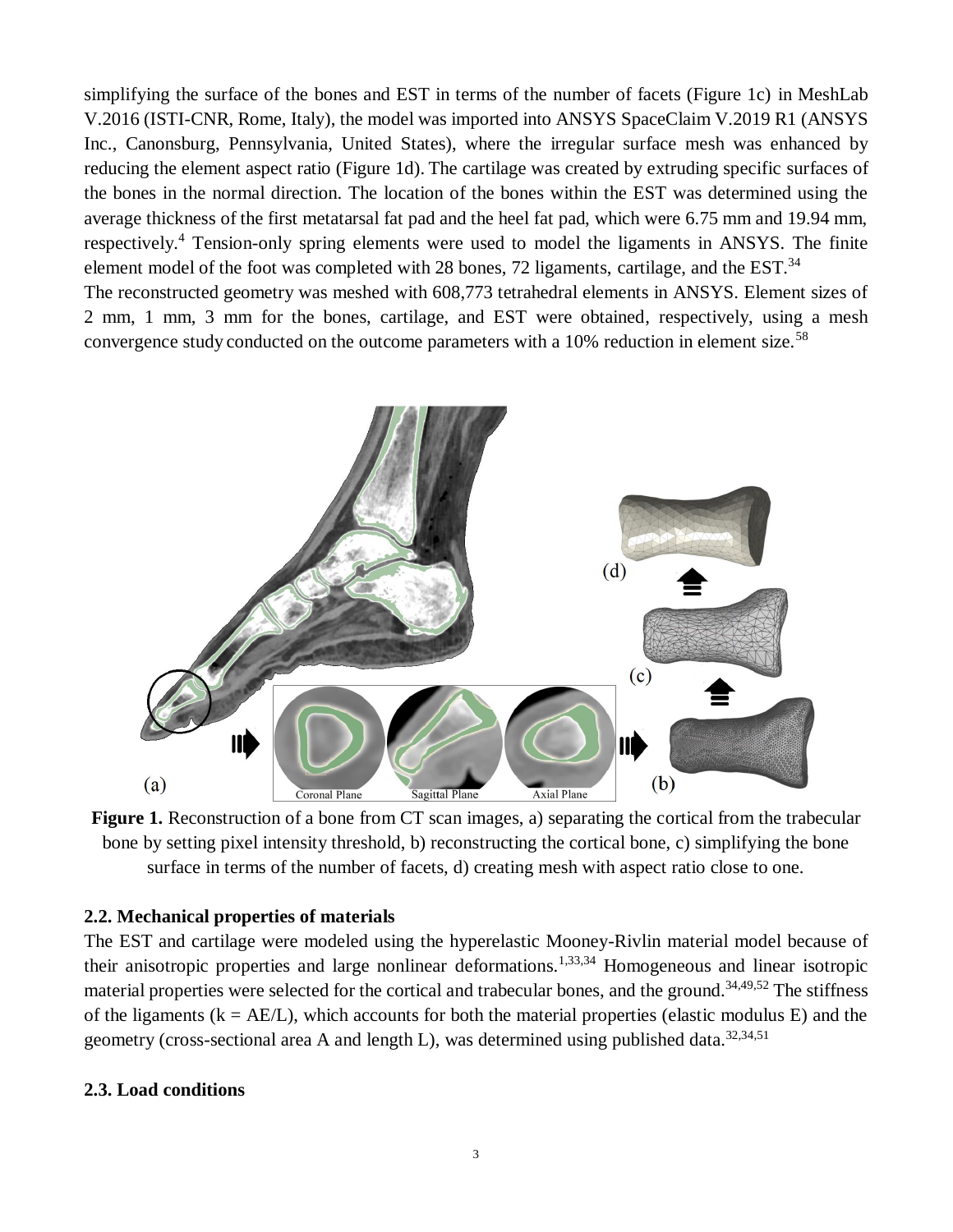simplifying the surface of the bones and EST in terms of the number of facets (Figure 1c) in MeshLab V.2016 (ISTI-CNR, Rome, Italy), the model was imported into ANSYS SpaceClaim V.2019 R1 (ANSYS Inc., Canonsburg, Pennsylvania, United States), where the irregular surface mesh was enhanced by reducing the element aspect ratio (Figure 1d). The cartilage was created by extruding specific surfaces of the bones in the normal direction. The location of the bones within the EST was determined using the average thickness of the first metatarsal fat pad and the heel fat pad, which were 6.75 mm and 19.94 mm, respectively.[4] Tension-only spring elements were used to model the ligaments in ANSYS. The finite element model of the foot was completed with 28 bones, 72 ligaments, cartilage, and the EST.[34]

The reconstructed geometry was meshed with 608,773 tetrahedral elements in ANSYS. Element sizes of 2 mm, 1 mm, 3 mm for the bones, cartilage, and EST were obtained, respectively, using a mesh convergence study conducted on the outcome parameters with a 10% reduction in element size.[58]

**Figure 1.** Reconstruction of a bone from CT scan images, a) separating the cortical from the trabecular bone by setting pixel intensity threshold, b) reconstructing the cortical bone, c) simplifying the bone surface in terms of the number of facets, d) creating mesh with aspect ratio close to one.

### 2.2. Mechanical properties of materials

The EST and cartilage were modeled using the hyperelastic Mooney-Rivlin material model because of their anisotropic properties and large nonlinear deformations.[1,33,34] Homogeneous and linear isotropic material properties were selected for the cortical and trabecular bones, and the ground.[34,49,52] The stiffness of the ligaments ($k = AE/L$), which accounts for both the material properties (elastic modulus E) and the geometry (cross-sectional area A and length L), was determined using published data.[32,34,51]

### 2.3. Load conditions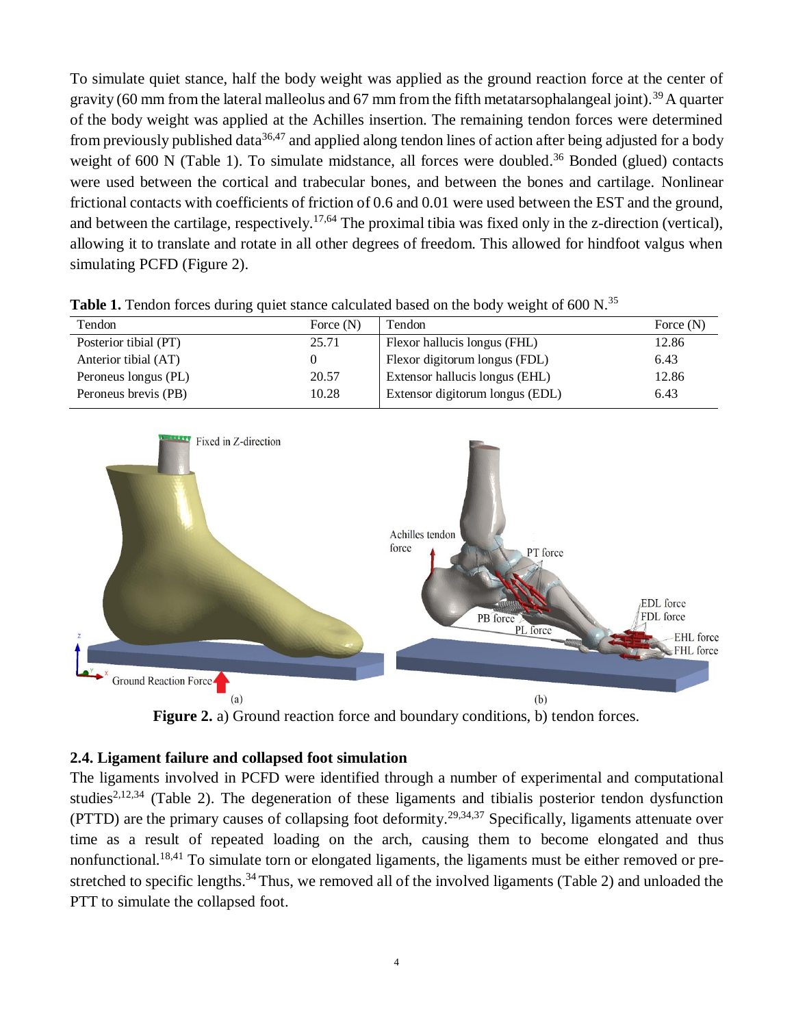To simulate quiet stance, half the body weight was applied as the ground reaction force at the center of gravity (60 mm from the lateral malleolus and 67 mm from the fifth metatarsophalangeal joint).[39] A quarter of the body weight was applied at the Achilles insertion. The remaining tendon forces were determined from previously published data[36,47] and applied along tendon lines of action after being adjusted for a body weight of 600 N (Table 1). To simulate midstance, all forces were doubled.[36] Bonded (glued) contacts were used between the cortical and trabecular bones, and between the bones and cartilage. Nonlinear frictional contacts with coefficients of friction of 0.6 and 0.01 were used between the EST and the ground, and between the cartilage, respectively.[17,64] The proximal tibia was fixed only in the z-direction (vertical), allowing it to translate and rotate in all other degrees of freedom. This allowed for hindfoot valgus when simulating PCFD (Figure 2).

**Table 1.** Tendon forces during quiet stance calculated based on the body weight of 600 N.[35]

| Tendon | Force (N) | Tendon | Force (N) |
|---|---|---|---|
| Posterior tibial (PT) | 25.71 | Flexor hallucis longus (FHL) | 12.86 |
| Anterior tibial (AT) | 0 | Flexor digitorum longus (FDL) | 6.43 |
| Peroneus longus (PL) | 20.57 | Extensor hallucis longus (EHL) | 12.86 |
| Peroneus brevis (PB) | 10.28 | Extensor digitorum longus (EDL) | 6.43 |

**Figure 2.** a) Ground reaction force and boundary conditions, b) tendon forces.

### 2.4. Ligament failure and collapsed foot simulation

The ligaments involved in PCFD were identified through a number of experimental and computational studies[2,12,34] (Table 2). The degeneration of these ligaments and tibialis posterior tendon dysfunction (PTTD) are the primary causes of collapsing foot deformity.[29,34,37] Specifically, ligaments attenuate over time as a result of repeated loading on the arch, causing them to become elongated and thus nonfunctional.[18,41] To simulate torn or elongated ligaments, the ligaments must be either removed or pre-stretched to specific lengths.[34] Thus, we removed all of the involved ligaments (Table 2) and unloaded the PTT to simulate the collapsed foot.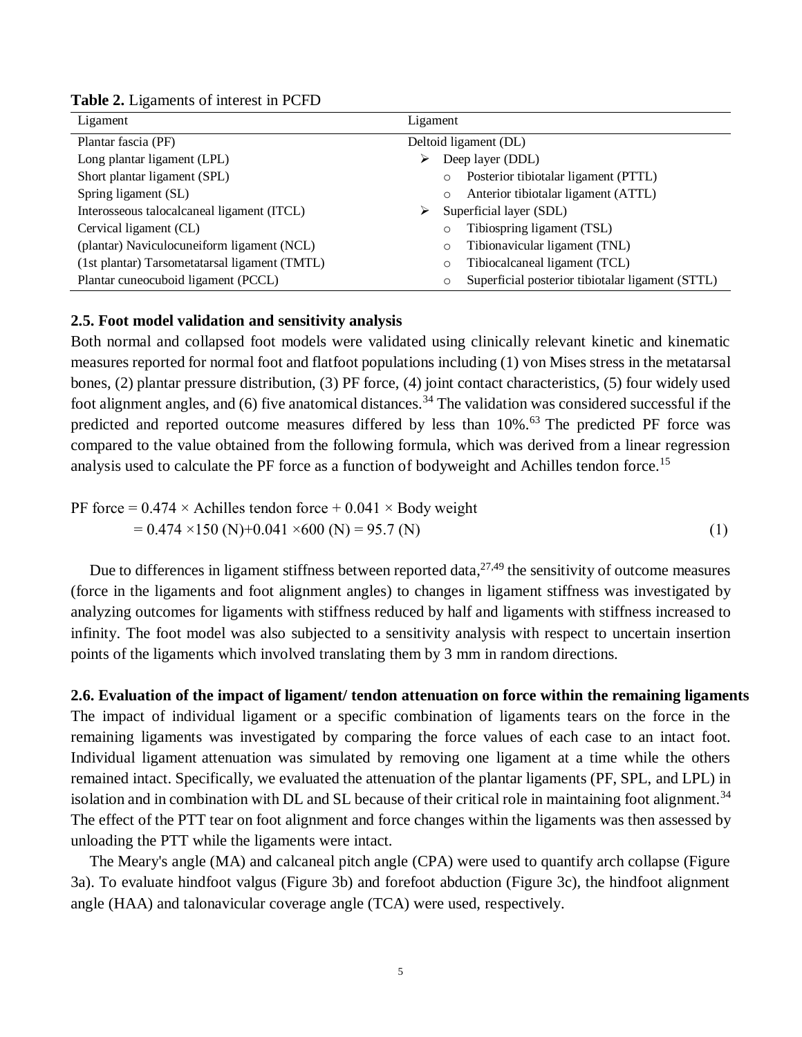**Table 2.** Ligaments of interest in PCFD

| Ligament | Ligament |
|---|---|
| Plantar fascia (PF) | Deltoid ligament (DL) |
| Long plantar ligament (LPL) | ➢ Deep layer (DDL) |
| Short plantar ligament (SPL) | ○ Posterior tibiotalar ligament (PTTL) |
| Spring ligament (SL) | ○ Anterior tibiotalar ligament (ATTL) |
| Interosseous talocalcaneal ligament (ITCL) | ➢ Superficial layer (SDL) |
| Cervical ligament (CL) | ○ Tibiospring ligament (TSL) |
| (plantar) Naviculocuneiform ligament (NCL) | ○ Tibionavicular ligament (TNL) |
| (1st plantar) Tarsometatarsal ligament (TMTL) | ○ Tibiocalcaneal ligament (TCL) |
| Plantar cuneocuboid ligament (PCCL) | ○ Superficial posterior tibiotalar ligament (STTL) |

### 2.5. Foot model validation and sensitivity analysis

Both normal and collapsed foot models were validated using clinically relevant kinetic and kinematic measures reported for normal foot and flatfoot populations including (1) von Mises stress in the metatarsal bones, (2) plantar pressure distribution, (3) PF force, (4) joint contact characteristics, (5) four widely used foot alignment angles, and (6) five anatomical distances.[34] The validation was considered successful if the predicted and reported outcome measures differed by less than 10%.[63] The predicted PF force was compared to the value obtained from the following formula, which was derived from a linear regression analysis used to calculate the PF force as a function of bodyweight and Achilles tendon force.[15]

$$\begin{aligned}\text{PF force} &= 0.474 \times \text{Achilles tendon force} + 0.041 \times \text{Body weight} \\ &= 0.474 \times 150\ (\text{N}) + 0.041 \times 600\ (\text{N}) = 95.7\ (\text{N}) \end{aligned} \tag{1}$$

Due to differences in ligament stiffness between reported data,[27,49] the sensitivity of outcome measures (force in the ligaments and foot alignment angles) to changes in ligament stiffness was investigated by analyzing outcomes for ligaments with stiffness reduced by half and ligaments with stiffness increased to infinity. The foot model was also subjected to a sensitivity analysis with respect to uncertain insertion points of the ligaments which involved translating them by 3 mm in random directions.

### 2.6. Evaluation of the impact of ligament/ tendon attenuation on force within the remaining ligaments

The impact of individual ligament or a specific combination of ligaments tears on the force in the remaining ligaments was investigated by comparing the force values of each case to an intact foot. Individual ligament attenuation was simulated by removing one ligament at a time while the others remained intact. Specifically, we evaluated the attenuation of the plantar ligaments (PF, SPL, and LPL) in isolation and in combination with DL and SL because of their critical role in maintaining foot alignment.[34] The effect of the PTT tear on foot alignment and force changes within the ligaments was then assessed by unloading the PTT while the ligaments were intact.

The Meary's angle (MA) and calcaneal pitch angle (CPA) were used to quantify arch collapse (Figure 3a). To evaluate hindfoot valgus (Figure 3b) and forefoot abduction (Figure 3c), the hindfoot alignment angle (HAA) and talonavicular coverage angle (TCA) were used, respectively.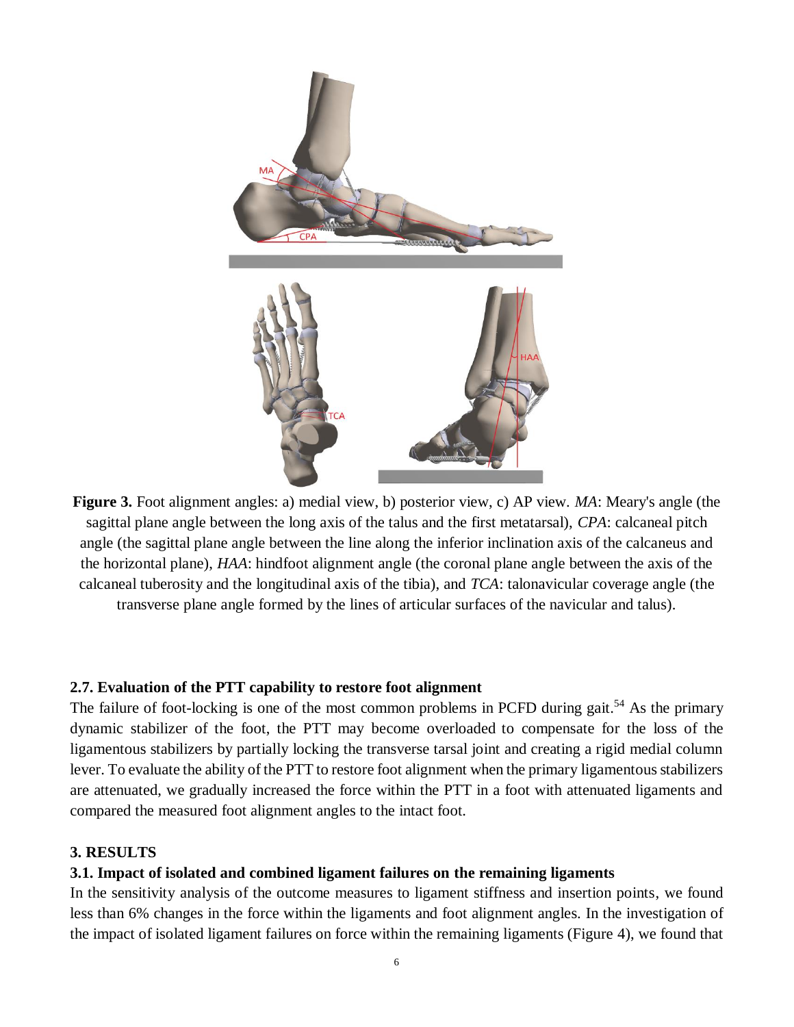**Figure 3.** Foot alignment angles: a) medial view, b) posterior view, c) AP view. *MA*: Meary's angle (the sagittal plane angle between the long axis of the talus and the first metatarsal), *CPA*: calcaneal pitch angle (the sagittal plane angle between the line along the inferior inclination axis of the calcaneus and the horizontal plane), *HAA*: hindfoot alignment angle (the coronal plane angle between the axis of the calcaneal tuberosity and the longitudinal axis of the tibia), and *TCA*: talonavicular coverage angle (the transverse plane angle formed by the lines of articular surfaces of the navicular and talus).

### 2.7. Evaluation of the PTT capability to restore foot alignment

The failure of foot-locking is one of the most common problems in PCFD during gait.[54] As the primary dynamic stabilizer of the foot, the PTT may become overloaded to compensate for the loss of the ligamentous stabilizers by partially locking the transverse tarsal joint and creating a rigid medial column lever. To evaluate the ability of the PTT to restore foot alignment when the primary ligamentous stabilizers are attenuated, we gradually increased the force within the PTT in a foot with attenuated ligaments and compared the measured foot alignment angles to the intact foot.

## 3. RESULTS

### 3.1. Impact of isolated and combined ligament failures on the remaining ligaments

In the sensitivity analysis of the outcome measures to ligament stiffness and insertion points, we found less than 6% changes in the force within the ligaments and foot alignment angles. In the investigation of the impact of isolated ligament failures on force within the remaining ligaments (Figure 4), we found that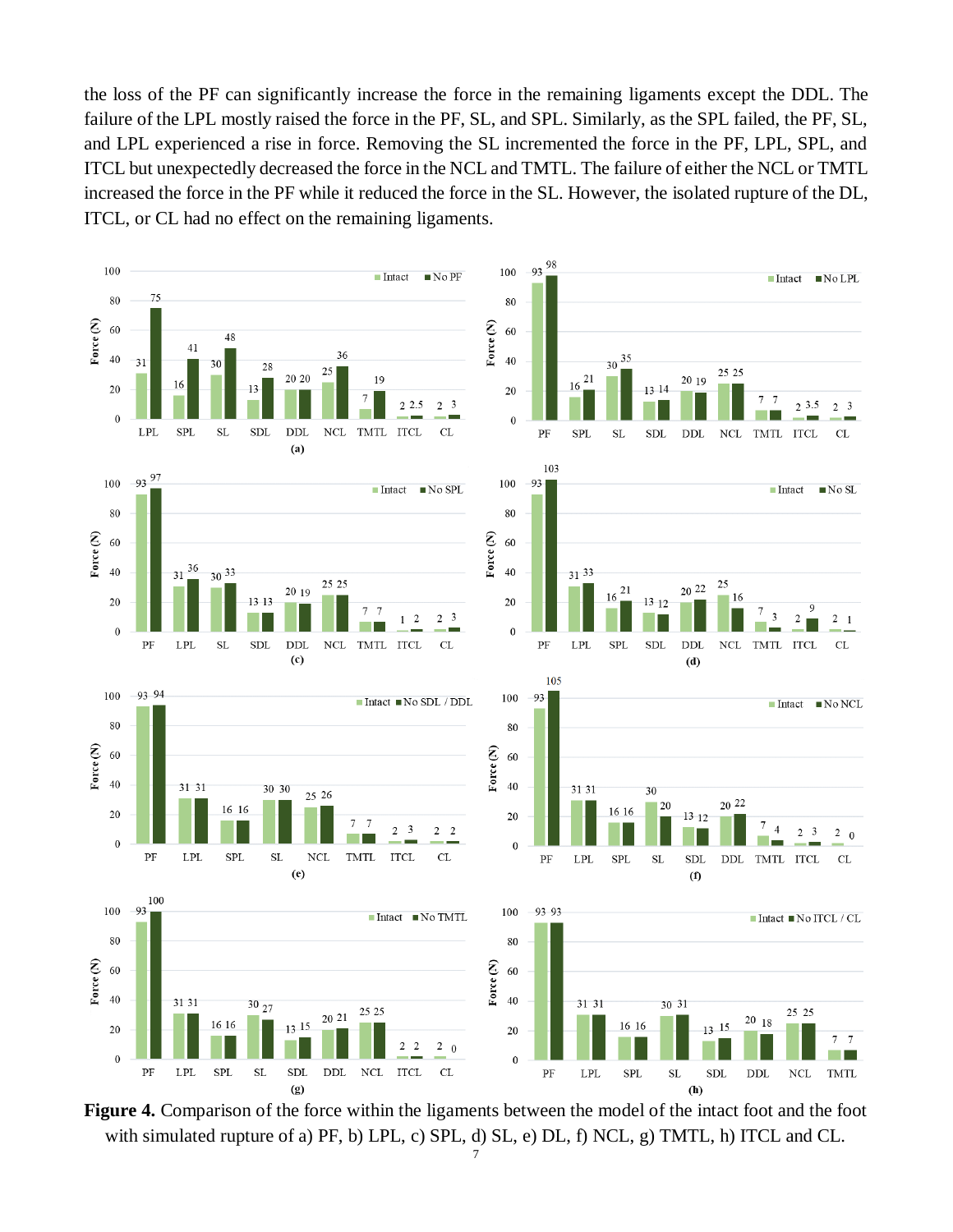the loss of the PF can significantly increase the force in the remaining ligaments except the DDL. The failure of the LPL mostly raised the force in the PF, SL, and SPL. Similarly, as the SPL failed, the PF, SL, and LPL experienced a rise in force. Removing the SL incremented the force in the PF, LPL, SPL, and ITCL but unexpectedly decreased the force in the NCL and TMTL. The failure of either the NCL or TMTL increased the force in the PF while it reduced the force in the SL. However, the isolated rupture of the DL, ITCL, or CL had no effect on the remaining ligaments.

**Figure 4.** Comparison of the force within the ligaments between the model of the intact foot and the foot with simulated rupture of a) PF, b) LPL, c) SPL, d) SL, e) DL, f) NCL, g) TMTL, h) ITCL and CL.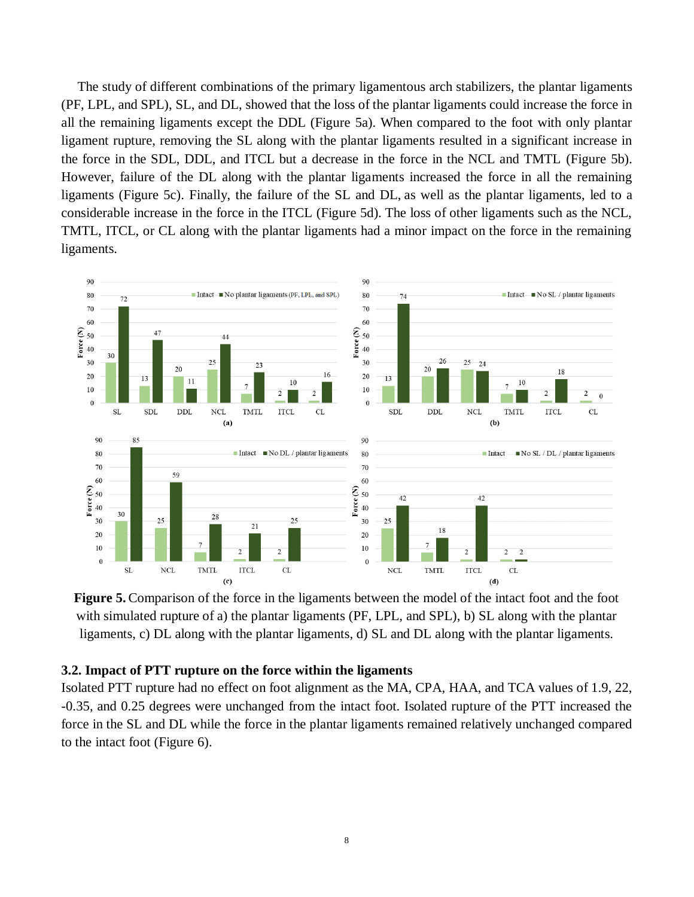The study of different combinations of the primary ligamentous arch stabilizers, the plantar ligaments (PF, LPL, and SPL), SL, and DL, showed that the loss of the plantar ligaments could increase the force in all the remaining ligaments except the DDL (Figure 5a). When compared to the foot with only plantar ligament rupture, removing the SL along with the plantar ligaments resulted in a significant increase in the force in the SDL, DDL, and ITCL but a decrease in the force in the NCL and TMTL (Figure 5b). However, failure of the DL along with the plantar ligaments increased the force in all the remaining ligaments (Figure 5c). Finally, the failure of the SL and DL, as well as the plantar ligaments, led to a considerable increase in the force in the ITCL (Figure 5d). The loss of other ligaments such as the NCL, TMTL, ITCL, or CL along with the plantar ligaments had a minor impact on the force in the remaining ligaments.

**Figure 5.** Comparison of the force in the ligaments between the model of the intact foot and the foot with simulated rupture of a) the plantar ligaments (PF, LPL, and SPL), b) SL along with the plantar ligaments, c) DL along with the plantar ligaments, d) SL and DL along with the plantar ligaments.

### 3.2. Impact of PTT rupture on the force within the ligaments

Isolated PTT rupture had no effect on foot alignment as the MA, CPA, HAA, and TCA values of 1.9, 22, -0.35, and 0.25 degrees were unchanged from the intact foot. Isolated rupture of the PTT increased the force in the SL and DL while the force in the plantar ligaments remained relatively unchanged compared to the intact foot (Figure 6).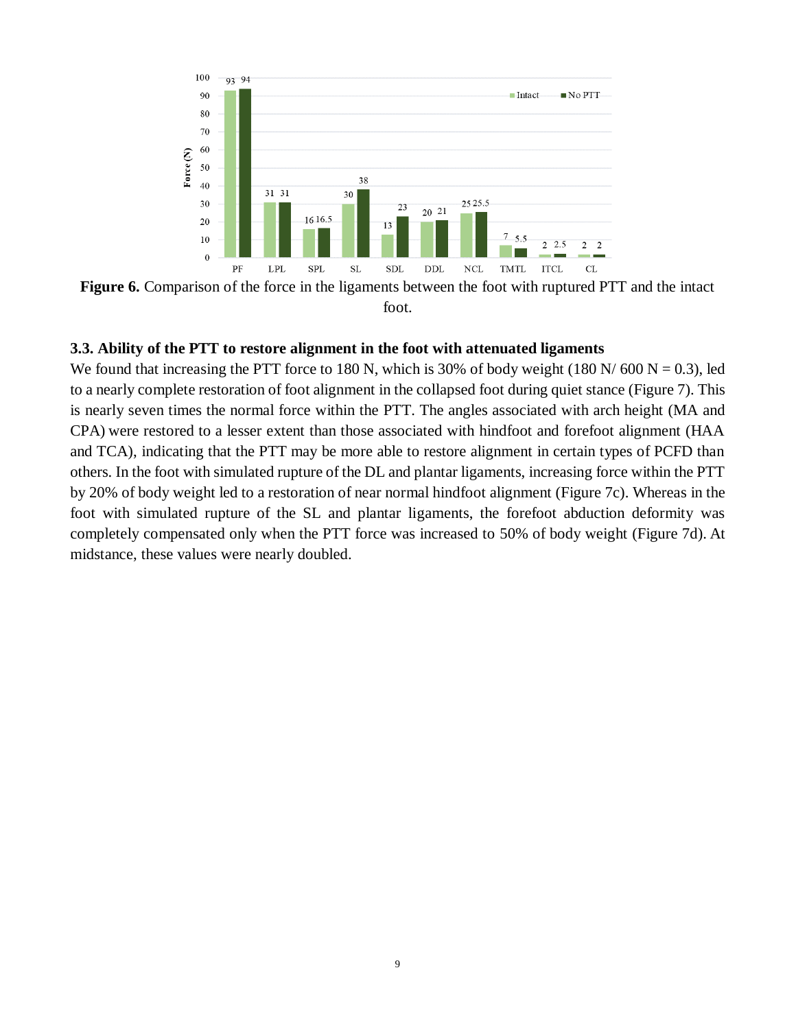**Figure 6.** Comparison of the force in the ligaments between the foot with ruptured PTT and the intact foot.

### 3.3. Ability of the PTT to restore alignment in the foot with attenuated ligaments

We found that increasing the PTT force to 180 N, which is 30% of body weight (180 N/ 600 N = 0.3), led to a nearly complete restoration of foot alignment in the collapsed foot during quiet stance (Figure 7). This is nearly seven times the normal force within the PTT. The angles associated with arch height (MA and CPA) were restored to a lesser extent than those associated with hindfoot and forefoot alignment (HAA and TCA), indicating that the PTT may be more able to restore alignment in certain types of PCFD than others. In the foot with simulated rupture of the DL and plantar ligaments, increasing force within the PTT by 20% of body weight led to a restoration of near normal hindfoot alignment (Figure 7c). Whereas in the foot with simulated rupture of the SL and plantar ligaments, the forefoot abduction deformity was completely compensated only when the PTT force was increased to 50% of body weight (Figure 7d). At midstance, these values were nearly doubled.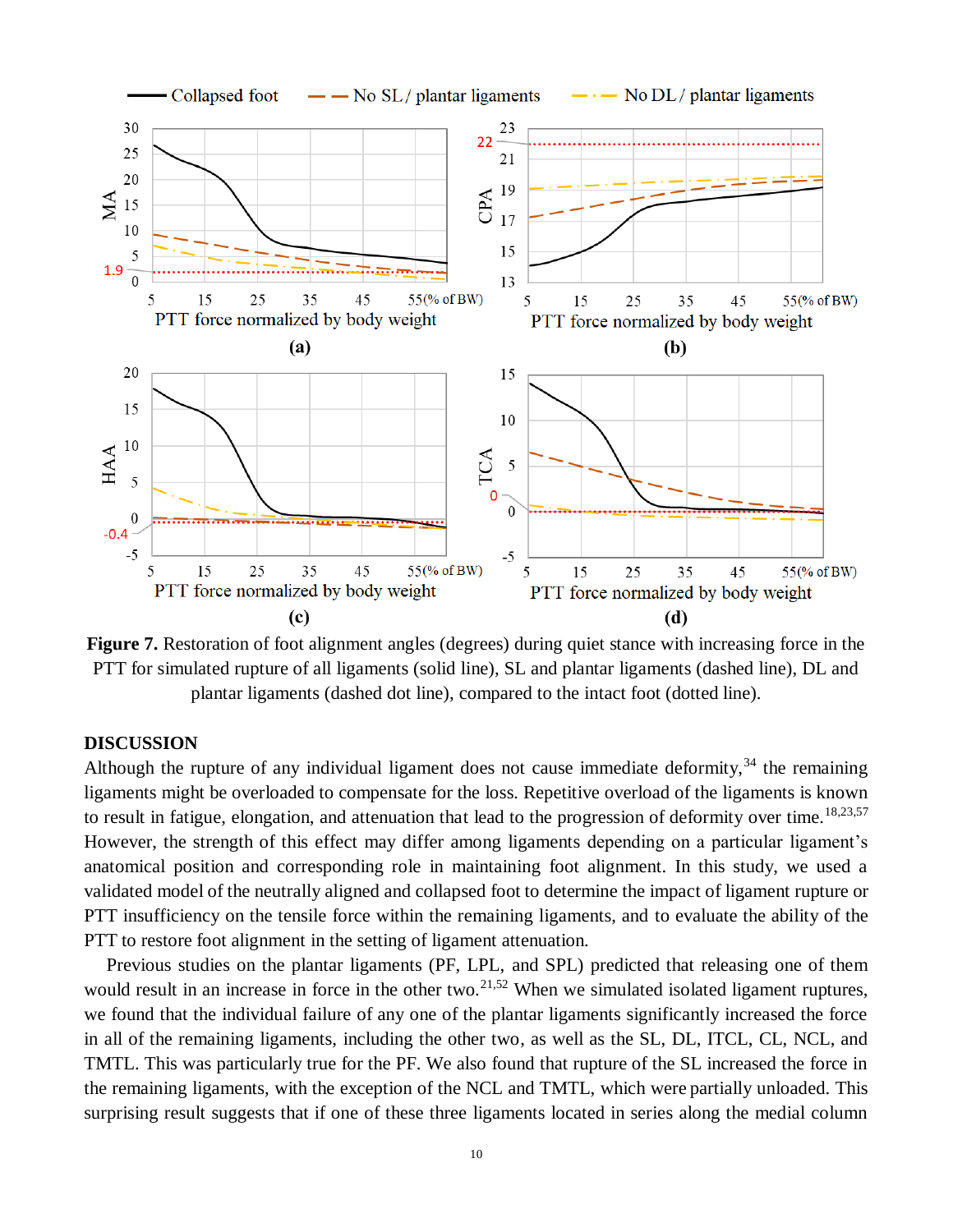**Figure 7.** Restoration of foot alignment angles (degrees) during quiet stance with increasing force in the PTT for simulated rupture of all ligaments (solid line), SL and plantar ligaments (dashed line), DL and plantar ligaments (dashed dot line), compared to the intact foot (dotted line).

## DISCUSSION

Although the rupture of any individual ligament does not cause immediate deformity,[34] the remaining ligaments might be overloaded to compensate for the loss. Repetitive overload of the ligaments is known to result in fatigue, elongation, and attenuation that lead to the progression of deformity over time.[18,23,57] However, the strength of this effect may differ among ligaments depending on a particular ligament's anatomical position and corresponding role in maintaining foot alignment. In this study, we used a validated model of the neutrally aligned and collapsed foot to determine the impact of ligament rupture or PTT insufficiency on the tensile force within the remaining ligaments, and to evaluate the ability of the PTT to restore foot alignment in the setting of ligament attenuation.

Previous studies on the plantar ligaments (PF, LPL, and SPL) predicted that releasing one of them would result in an increase in force in the other two.[21,52] When we simulated isolated ligament ruptures, we found that the individual failure of any one of the plantar ligaments significantly increased the force in all of the remaining ligaments, including the other two, as well as the SL, DL, ITCL, CL, NCL, and TMTL. This was particularly true for the PF. We also found that rupture of the SL increased the force in the remaining ligaments, with the exception of the NCL and TMTL, which were partially unloaded. This surprising result suggests that if one of these three ligaments located in series along the medial column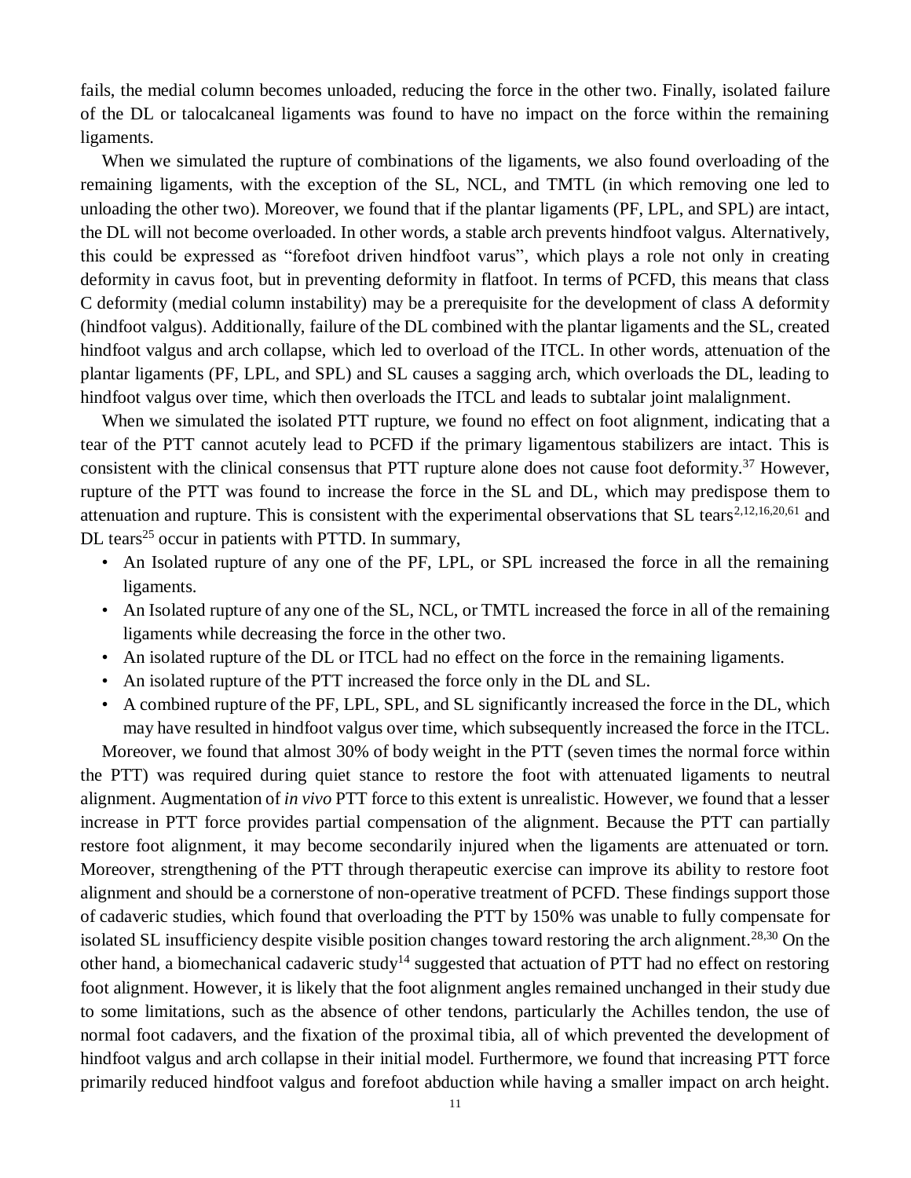fails, the medial column becomes unloaded, reducing the force in the other two. Finally, isolated failure of the DL or talocalcaneal ligaments was found to have no impact on the force within the remaining ligaments.

When we simulated the rupture of combinations of the ligaments, we also found overloading of the remaining ligaments, with the exception of the SL, NCL, and TMTL (in which removing one led to unloading the other two). Moreover, we found that if the plantar ligaments (PF, LPL, and SPL) are intact, the DL will not become overloaded. In other words, a stable arch prevents hindfoot valgus. Alternatively, this could be expressed as "forefoot driven hindfoot varus", which plays a role not only in creating deformity in cavus foot, but in preventing deformity in flatfoot. In terms of PCFD, this means that class C deformity (medial column instability) may be a prerequisite for the development of class A deformity (hindfoot valgus). Additionally, failure of the DL combined with the plantar ligaments and the SL, created hindfoot valgus and arch collapse, which led to overload of the ITCL. In other words, attenuation of the plantar ligaments (PF, LPL, and SPL) and SL causes a sagging arch, which overloads the DL, leading to hindfoot valgus over time, which then overloads the ITCL and leads to subtalar joint malalignment.

When we simulated the isolated PTT rupture, we found no effect on foot alignment, indicating that a tear of the PTT cannot acutely lead to PCFD if the primary ligamentous stabilizers are intact. This is consistent with the clinical consensus that PTT rupture alone does not cause foot deformity.[37] However, rupture of the PTT was found to increase the force in the SL and DL, which may predispose them to attenuation and rupture. This is consistent with the experimental observations that SL tears[2,12,16,20,61] and DL tears[25] occur in patients with PTTD. In summary,

- An Isolated rupture of any one of the PF, LPL, or SPL increased the force in all the remaining ligaments.
- An Isolated rupture of any one of the SL, NCL, or TMTL increased the force in all of the remaining ligaments while decreasing the force in the other two.
- An isolated rupture of the DL or ITCL had no effect on the force in the remaining ligaments.
- An isolated rupture of the PTT increased the force only in the DL and SL.
- A combined rupture of the PF, LPL, SPL, and SL significantly increased the force in the DL, which may have resulted in hindfoot valgus over time, which subsequently increased the force in the ITCL.

Moreover, we found that almost 30% of body weight in the PTT (seven times the normal force within the PTT) was required during quiet stance to restore the foot with attenuated ligaments to neutral alignment. Augmentation of *in vivo* PTT force to this extent is unrealistic. However, we found that a lesser increase in PTT force provides partial compensation of the alignment. Because the PTT can partially restore foot alignment, it may become secondarily injured when the ligaments are attenuated or torn. Moreover, strengthening of the PTT through therapeutic exercise can improve its ability to restore foot alignment and should be a cornerstone of non-operative treatment of PCFD. These findings support those of cadaveric studies, which found that overloading the PTT by 150% was unable to fully compensate for isolated SL insufficiency despite visible position changes toward restoring the arch alignment.[28,30] On the other hand, a biomechanical cadaveric study[14] suggested that actuation of PTT had no effect on restoring foot alignment. However, it is likely that the foot alignment angles remained unchanged in their study due to some limitations, such as the absence of other tendons, particularly the Achilles tendon, the use of normal foot cadavers, and the fixation of the proximal tibia, all of which prevented the development of hindfoot valgus and arch collapse in their initial model. Furthermore, we found that increasing PTT force primarily reduced hindfoot valgus and forefoot abduction while having a smaller impact on arch height.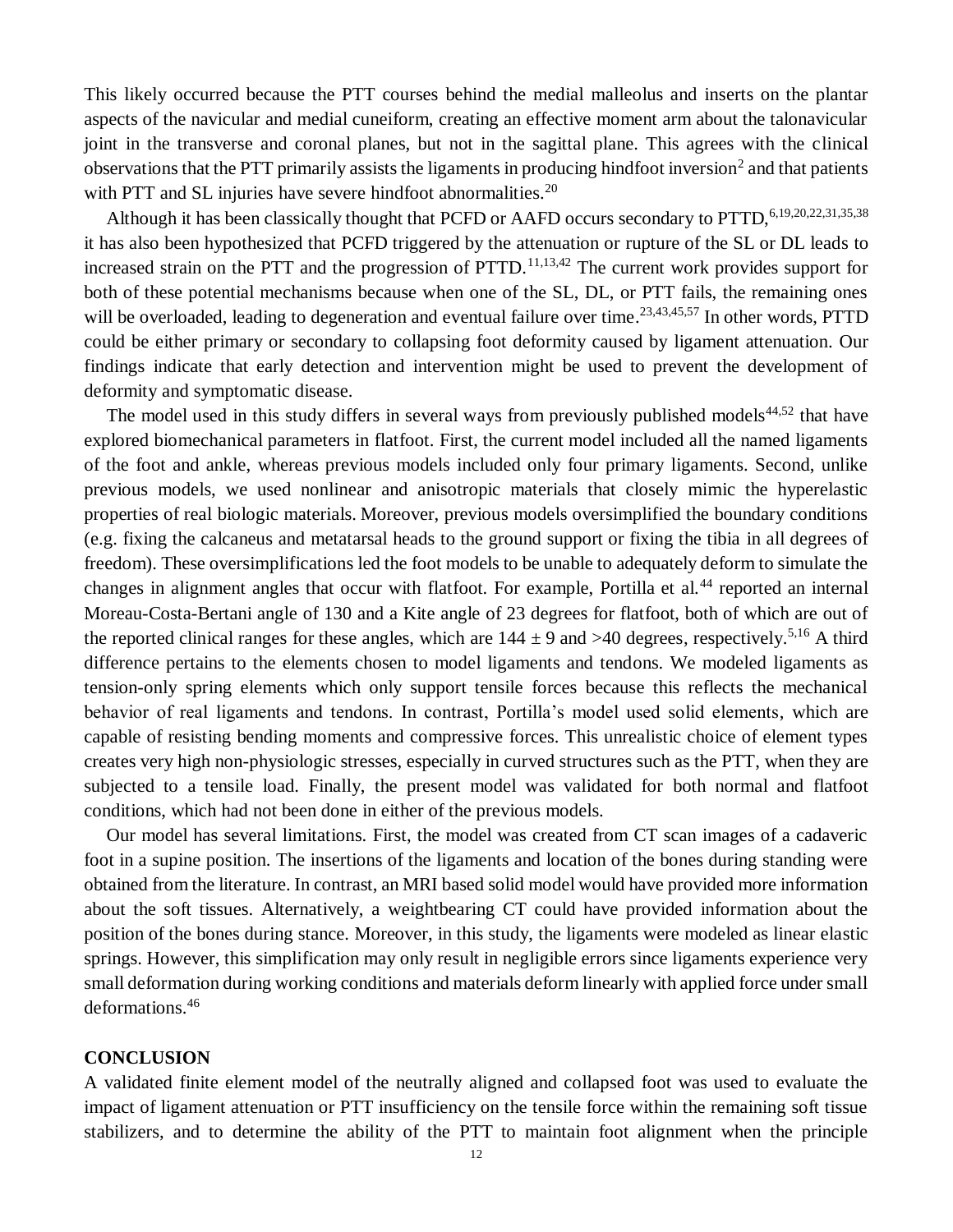This likely occurred because the PTT courses behind the medial malleolus and inserts on the plantar aspects of the navicular and medial cuneiform, creating an effective moment arm about the talonavicular joint in the transverse and coronal planes, but not in the sagittal plane. This agrees with the clinical observations that the PTT primarily assists the ligaments in producing hindfoot inversion[2] and that patients with PTT and SL injuries have severe hindfoot abnormalities.[20]

Although it has been classically thought that PCFD or AAFD occurs secondary to PTTD,[6,19,20,22,31,35,38] it has also been hypothesized that PCFD triggered by the attenuation or rupture of the SL or DL leads to increased strain on the PTT and the progression of PTTD.[11,13,42] The current work provides support for both of these potential mechanisms because when one of the SL, DL, or PTT fails, the remaining ones will be overloaded, leading to degeneration and eventual failure over time.[23,43,45,57] In other words, PTTD could be either primary or secondary to collapsing foot deformity caused by ligament attenuation. Our findings indicate that early detection and intervention might be used to prevent the development of deformity and symptomatic disease.

The model used in this study differs in several ways from previously published models[44,52] that have explored biomechanical parameters in flatfoot. First, the current model included all the named ligaments of the foot and ankle, whereas previous models included only four primary ligaments. Second, unlike previous models, we used nonlinear and anisotropic materials that closely mimic the hyperelastic properties of real biologic materials. Moreover, previous models oversimplified the boundary conditions (e.g. fixing the calcaneus and metatarsal heads to the ground support or fixing the tibia in all degrees of freedom). These oversimplifications led the foot models to be unable to adequately deform to simulate the changes in alignment angles that occur with flatfoot. For example, Portilla et al.[44] reported an internal Moreau-Costa-Bertani angle of 130 and a Kite angle of 23 degrees for flatfoot, both of which are out of the reported clinical ranges for these angles, which are $144 \pm 9$ and $>40$ degrees, respectively.[5,16] A third difference pertains to the elements chosen to model ligaments and tendons. We modeled ligaments as tension-only spring elements which only support tensile forces because this reflects the mechanical behavior of real ligaments and tendons. In contrast, Portilla's model used solid elements, which are capable of resisting bending moments and compressive forces. This unrealistic choice of element types creates very high non-physiologic stresses, especially in curved structures such as the PTT, when they are subjected to a tensile load. Finally, the present model was validated for both normal and flatfoot conditions, which had not been done in either of the previous models.

Our model has several limitations. First, the model was created from CT scan images of a cadaveric foot in a supine position. The insertions of the ligaments and location of the bones during standing were obtained from the literature. In contrast, an MRI based solid model would have provided more information about the soft tissues. Alternatively, a weightbearing CT could have provided information about the position of the bones during stance. Moreover, in this study, the ligaments were modeled as linear elastic springs. However, this simplification may only result in negligible errors since ligaments experience very small deformation during working conditions and materials deform linearly with applied force under small deformations.[46]

## CONCLUSION

A validated finite element model of the neutrally aligned and collapsed foot was used to evaluate the impact of ligament attenuation or PTT insufficiency on the tensile force within the remaining soft tissue stabilizers, and to determine the ability of the PTT to maintain foot alignment when the principle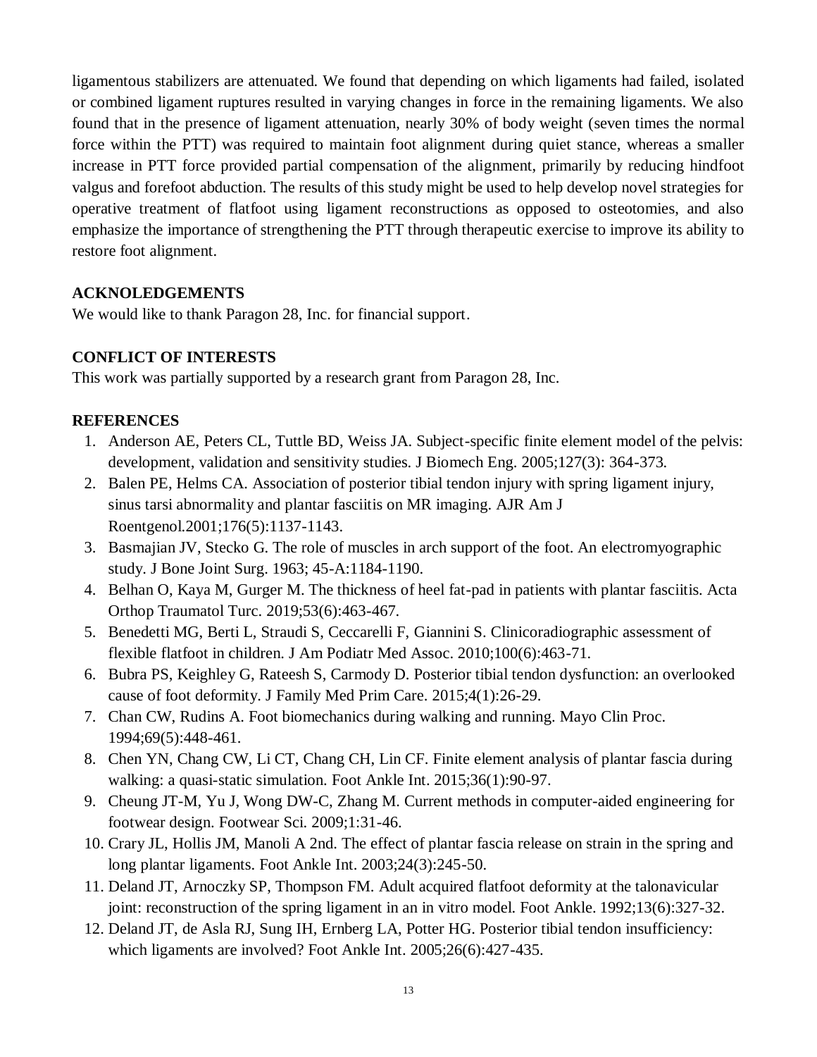ligamentous stabilizers are attenuated. We found that depending on which ligaments had failed, isolated or combined ligament ruptures resulted in varying changes in force in the remaining ligaments. We also found that in the presence of ligament attenuation, nearly 30% of body weight (seven times the normal force within the PTT) was required to maintain foot alignment during quiet stance, whereas a smaller increase in PTT force provided partial compensation of the alignment, primarily by reducing hindfoot valgus and forefoot abduction. The results of this study might be used to help develop novel strategies for operative treatment of flatfoot using ligament reconstructions as opposed to osteotomies, and also emphasize the importance of strengthening the PTT through therapeutic exercise to improve its ability to restore foot alignment.

## ACKNOLEDGEMENTS

We would like to thank Paragon 28, Inc. for financial support.

## CONFLICT OF INTERESTS

This work was partially supported by a research grant from Paragon 28, Inc.

## REFERENCES

1. Anderson AE, Peters CL, Tuttle BD, Weiss JA. Subject-specific finite element model of the pelvis: development, validation and sensitivity studies. J Biomech Eng. 2005;127(3): 364-373.
2. Balen PE, Helms CA. Association of posterior tibial tendon injury with spring ligament injury, sinus tarsi abnormality and plantar fasciitis on MR imaging. AJR Am J Roentgenol.2001;176(5):1137-1143.
3. Basmajian JV, Stecko G. The role of muscles in arch support of the foot. An electromyographic study. J Bone Joint Surg. 1963; 45-A:1184-1190.
4. Belhan O, Kaya M, Gurger M. The thickness of heel fat-pad in patients with plantar fasciitis. Acta Orthop Traumatol Turc. 2019;53(6):463-467.
5. Benedetti MG, Berti L, Straudi S, Ceccarelli F, Giannini S. Clinicoradiographic assessment of flexible flatfoot in children. J Am Podiatr Med Assoc. 2010;100(6):463-71.
6. Bubra PS, Keighley G, Rateesh S, Carmody D. Posterior tibial tendon dysfunction: an overlooked cause of foot deformity. J Family Med Prim Care. 2015;4(1):26-29.
7. Chan CW, Rudins A. Foot biomechanics during walking and running. Mayo Clin Proc. 1994;69(5):448-461.
8. Chen YN, Chang CW, Li CT, Chang CH, Lin CF. Finite element analysis of plantar fascia during walking: a quasi-static simulation. Foot Ankle Int. 2015;36(1):90-97.
9. Cheung JT-M, Yu J, Wong DW-C, Zhang M. Current methods in computer-aided engineering for footwear design. Footwear Sci. 2009;1:31-46.
10. Crary JL, Hollis JM, Manoli A 2nd. The effect of plantar fascia release on strain in the spring and long plantar ligaments. Foot Ankle Int. 2003;24(3):245-50.
11. Deland JT, Arnoczky SP, Thompson FM. Adult acquired flatfoot deformity at the talonavicular joint: reconstruction of the spring ligament in an in vitro model. Foot Ankle. 1992;13(6):327-32.
12. Deland JT, de Asla RJ, Sung IH, Ernberg LA, Potter HG. Posterior tibial tendon insufficiency: which ligaments are involved? Foot Ankle Int. 2005;26(6):427-435.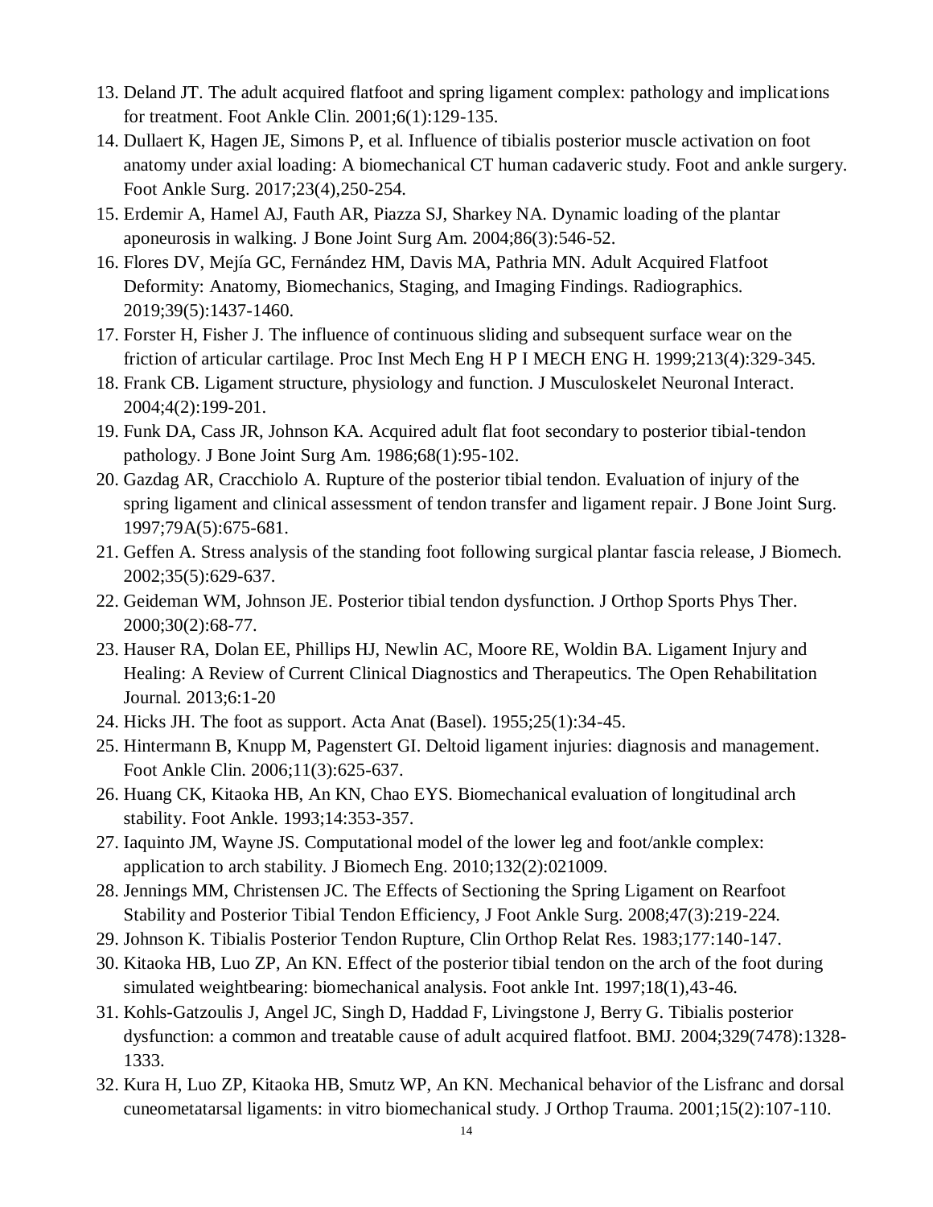13. Deland JT. The adult acquired flatfoot and spring ligament complex: pathology and implications for treatment. Foot Ankle Clin. 2001;6(1):129-135.
14. Dullaert K, Hagen JE, Simons P, et al. Influence of tibialis posterior muscle activation on foot anatomy under axial loading: A biomechanical CT human cadaveric study. Foot and ankle surgery. Foot Ankle Surg. 2017;23(4),250-254.
15. Erdemir A, Hamel AJ, Fauth AR, Piazza SJ, Sharkey NA. Dynamic loading of the plantar aponeurosis in walking. J Bone Joint Surg Am. 2004;86(3):546-52.
16. Flores DV, Mejía GC, Fernández HM, Davis MA, Pathria MN. Adult Acquired Flatfoot Deformity: Anatomy, Biomechanics, Staging, and Imaging Findings. Radiographics. 2019;39(5):1437-1460.
17. Forster H, Fisher J. The influence of continuous sliding and subsequent surface wear on the friction of articular cartilage. Proc Inst Mech Eng H P I MECH ENG H. 1999;213(4):329-345.
18. Frank CB. Ligament structure, physiology and function. J Musculoskelet Neuronal Interact. 2004;4(2):199-201.
19. Funk DA, Cass JR, Johnson KA. Acquired adult flat foot secondary to posterior tibial-tendon pathology. J Bone Joint Surg Am. 1986;68(1):95-102.
20. Gazdag AR, Cracchiolo A. Rupture of the posterior tibial tendon. Evaluation of injury of the spring ligament and clinical assessment of tendon transfer and ligament repair. J Bone Joint Surg. 1997;79A(5):675-681.
21. Geffen A. Stress analysis of the standing foot following surgical plantar fascia release, J Biomech. 2002;35(5):629-637.
22. Geideman WM, Johnson JE. Posterior tibial tendon dysfunction. J Orthop Sports Phys Ther. 2000;30(2):68-77.
23. Hauser RA, Dolan EE, Phillips HJ, Newlin AC, Moore RE, Woldin BA. Ligament Injury and Healing: A Review of Current Clinical Diagnostics and Therapeutics. The Open Rehabilitation Journal. 2013;6:1-20
24. Hicks JH. The foot as support. Acta Anat (Basel). 1955;25(1):34-45.
25. Hintermann B, Knupp M, Pagenstert GI. Deltoid ligament injuries: diagnosis and management. Foot Ankle Clin. 2006;11(3):625-637.
26. Huang CK, Kitaoka HB, An KN, Chao EYS. Biomechanical evaluation of longitudinal arch stability. Foot Ankle. 1993;14:353-357.
27. Iaquinto JM, Wayne JS. Computational model of the lower leg and foot/ankle complex: application to arch stability. J Biomech Eng. 2010;132(2):021009.
28. Jennings MM, Christensen JC. The Effects of Sectioning the Spring Ligament on Rearfoot Stability and Posterior Tibial Tendon Efficiency, J Foot Ankle Surg. 2008;47(3):219-224.
29. Johnson K. Tibialis Posterior Tendon Rupture, Clin Orthop Relat Res. 1983;177:140-147.
30. Kitaoka HB, Luo ZP, An KN. Effect of the posterior tibial tendon on the arch of the foot during simulated weightbearing: biomechanical analysis. Foot ankle Int. 1997;18(1),43-46.
31. Kohls-Gatzoulis J, Angel JC, Singh D, Haddad F, Livingstone J, Berry G. Tibialis posterior dysfunction: a common and treatable cause of adult acquired flatfoot. BMJ. 2004;329(7478):1328-1333.
32. Kura H, Luo ZP, Kitaoka HB, Smutz WP, An KN. Mechanical behavior of the Lisfranc and dorsal cuneometatarsal ligaments: in vitro biomechanical study. J Orthop Trauma. 2001;15(2):107-110.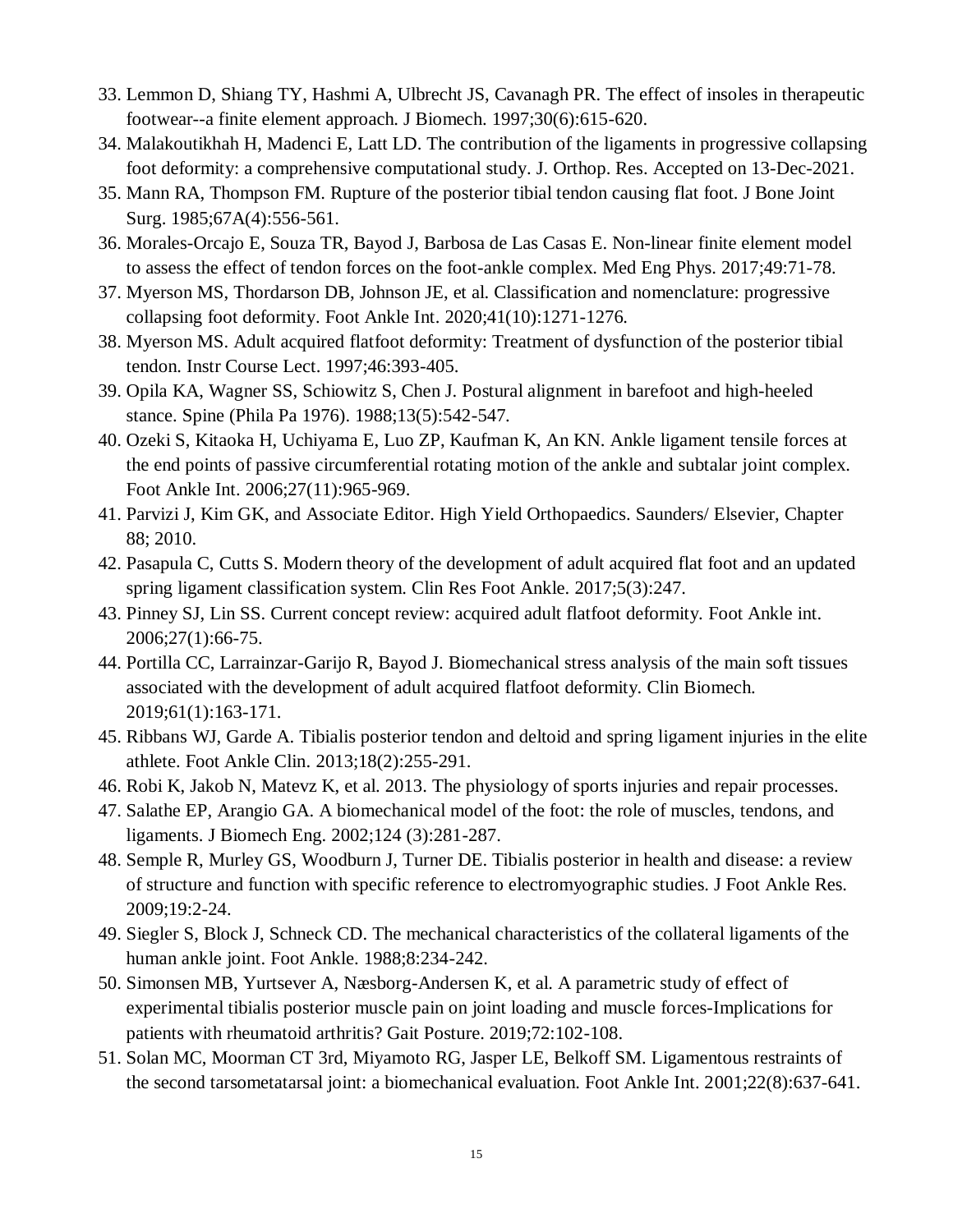33. Lemmon D, Shiang TY, Hashmi A, Ulbrecht JS, Cavanagh PR. The effect of insoles in therapeutic footwear--a finite element approach. J Biomech. 1997;30(6):615-620.
34. Malakoutikhah H, Madenci E, Latt LD. The contribution of the ligaments in progressive collapsing foot deformity: a comprehensive computational study. J. Orthop. Res. Accepted on 13-Dec-2021.
35. Mann RA, Thompson FM. Rupture of the posterior tibial tendon causing flat foot. J Bone Joint Surg. 1985;67A(4):556-561.
36. Morales-Orcajo E, Souza TR, Bayod J, Barbosa de Las Casas E. Non-linear finite element model to assess the effect of tendon forces on the foot-ankle complex. Med Eng Phys. 2017;49:71-78.
37. Myerson MS, Thordarson DB, Johnson JE, et al. Classification and nomenclature: progressive collapsing foot deformity. Foot Ankle Int. 2020;41(10):1271-1276.
38. Myerson MS. Adult acquired flatfoot deformity: Treatment of dysfunction of the posterior tibial tendon. Instr Course Lect. 1997;46:393-405.
39. Opila KA, Wagner SS, Schiowitz S, Chen J. Postural alignment in barefoot and high-heeled stance. Spine (Phila Pa 1976). 1988;13(5):542-547.
40. Ozeki S, Kitaoka H, Uchiyama E, Luo ZP, Kaufman K, An KN. Ankle ligament tensile forces at the end points of passive circumferential rotating motion of the ankle and subtalar joint complex. Foot Ankle Int. 2006;27(11):965-969.
41. Parvizi J, Kim GK, and Associate Editor. High Yield Orthopaedics. Saunders/ Elsevier, Chapter 88; 2010.
42. Pasapula C, Cutts S. Modern theory of the development of adult acquired flat foot and an updated spring ligament classification system. Clin Res Foot Ankle. 2017;5(3):247.
43. Pinney SJ, Lin SS. Current concept review: acquired adult flatfoot deformity. Foot Ankle int. 2006;27(1):66-75.
44. Portilla CC, Larrainzar-Garijo R, Bayod J. Biomechanical stress analysis of the main soft tissues associated with the development of adult acquired flatfoot deformity. Clin Biomech. 2019;61(1):163-171.
45. Ribbans WJ, Garde A. Tibialis posterior tendon and deltoid and spring ligament injuries in the elite athlete. Foot Ankle Clin. 2013;18(2):255-291.
46. Robi K, Jakob N, Matevz K, et al. 2013. The physiology of sports injuries and repair processes.
47. Salathe EP, Arangio GA. A biomechanical model of the foot: the role of muscles, tendons, and ligaments. J Biomech Eng. 2002;124 (3):281-287.
48. Semple R, Murley GS, Woodburn J, Turner DE. Tibialis posterior in health and disease: a review of structure and function with specific reference to electromyographic studies. J Foot Ankle Res. 2009;19:2-24.
49. Siegler S, Block J, Schneck CD. The mechanical characteristics of the collateral ligaments of the human ankle joint. Foot Ankle. 1988;8:234-242.
50. Simonsen MB, Yurtsever A, Næsborg-Andersen K, et al. A parametric study of effect of experimental tibialis posterior muscle pain on joint loading and muscle forces-Implications for patients with rheumatoid arthritis? Gait Posture. 2019;72:102-108.
51. Solan MC, Moorman CT 3rd, Miyamoto RG, Jasper LE, Belkoff SM. Ligamentous restraints of the second tarsometatarsal joint: a biomechanical evaluation. Foot Ankle Int. 2001;22(8):637-641.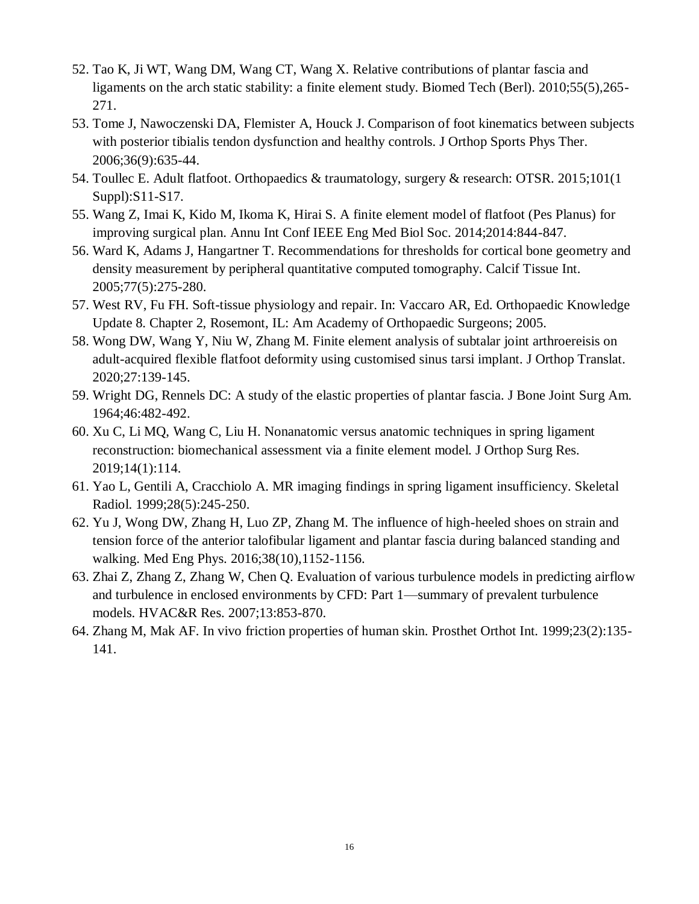52. Tao K, Ji WT, Wang DM, Wang CT, Wang X. Relative contributions of plantar fascia and ligaments on the arch static stability: a finite element study. Biomed Tech (Berl). 2010;55(5),265-271.
53. Tome J, Nawoczenski DA, Flemister A, Houck J. Comparison of foot kinematics between subjects with posterior tibialis tendon dysfunction and healthy controls. J Orthop Sports Phys Ther. 2006;36(9):635-44.
54. Toullec E. Adult flatfoot. Orthopaedics & traumatology, surgery & research: OTSR. 2015;101(1 Suppl):S11-S17.
55. Wang Z, Imai K, Kido M, Ikoma K, Hirai S. A finite element model of flatfoot (Pes Planus) for improving surgical plan. Annu Int Conf IEEE Eng Med Biol Soc. 2014;2014:844-847.
56. Ward K, Adams J, Hangartner T. Recommendations for thresholds for cortical bone geometry and density measurement by peripheral quantitative computed tomography. Calcif Tissue Int. 2005;77(5):275-280.
57. West RV, Fu FH. Soft-tissue physiology and repair. In: Vaccaro AR, Ed. Orthopaedic Knowledge Update 8. Chapter 2, Rosemont, IL: Am Academy of Orthopaedic Surgeons; 2005.
58. Wong DW, Wang Y, Niu W, Zhang M. Finite element analysis of subtalar joint arthroereisis on adult-acquired flexible flatfoot deformity using customised sinus tarsi implant. J Orthop Translat. 2020;27:139-145.
59. Wright DG, Rennels DC: A study of the elastic properties of plantar fascia. J Bone Joint Surg Am. 1964;46:482-492.
60. Xu C, Li MQ, Wang C, Liu H. Nonanatomic versus anatomic techniques in spring ligament reconstruction: biomechanical assessment via a finite element model. J Orthop Surg Res. 2019;14(1):114.
61. Yao L, Gentili A, Cracchiolo A. MR imaging findings in spring ligament insufficiency. Skeletal Radiol. 1999;28(5):245-250.
62. Yu J, Wong DW, Zhang H, Luo ZP, Zhang M. The influence of high-heeled shoes on strain and tension force of the anterior talofibular ligament and plantar fascia during balanced standing and walking. Med Eng Phys. 2016;38(10),1152-1156.
63. Zhai Z, Zhang Z, Zhang W, Chen Q. Evaluation of various turbulence models in predicting airflow and turbulence in enclosed environments by CFD: Part 1—summary of prevalent turbulence models. HVAC&R Res. 2007;13:853-870.
64. Zhang M, Mak AF. In vivo friction properties of human skin. Prosthet Orthot Int. 1999;23(2):135-141.